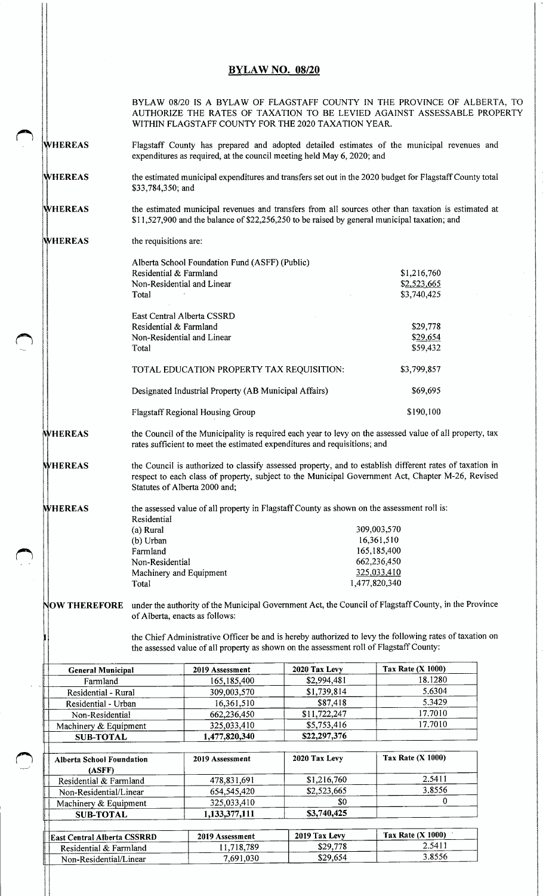# BYLAW NO. 08/20

BYLAW 08/20 IS A BYLAW OF FLAGSTAFF COUNTY IN THE PROVINCE OF ALBERTA, TO AUTHORIZE THE RATES OF TAXATION TO BE LEVIED AGAINST ASSESSABLE PROPERTY WITHIN FLAGSTAFF COUNTY FOR THE 2020 TAXATION YEAR.

**WHEREAS** Flagstaff County has prepared and adopted detailed estimates of the municipal revenues and expenditures as required, at the council meeting held May 6, 2020; and

**WHEREAS** the estimated municipal expenditures and transfers set out in the 2020 budget for Flagstaff County total $33,784,350; and

**WHEREAS** the estimated municipal revenues and transfers from all sources other than taxation is estimated at $11,527,900 and the balance of $22,256,250 to be raised by general municipal taxation; and

**WHEREAS** the requisitions are:

| | |
|---|---|
| Alberta School Foundation Fund (ASFF) (Public) | |
| Residential & Farmland | $1,216,760 |
| Non-Residential and Linear | $2,523,665 |
| Total | $3,740,425 |
| | |
| East Central Alberta CSSRD | |
| Residential & Farmland | $29,778 |
| Non-Residential and Linear | $29,654 |
| Total | $59,432 |
| | |
| TOTAL EDUCATION PROPERTY TAX REQUISITION: | $3,799,857 |
| | |
| Designated Industrial Property (AB Municipal Affairs) | $69,695 |
| | |
| Flagstaff Regional Housing Group | $190,100 |

**WHEREAS** the Council of the Municipality is required each year to levy on the assessed value of all property, tax rates sufficient to meet the estimated expenditures and requisitions; and

**WHEREAS** the Council is authorized to classify assessed property, and to establish different rates of taxation in respect to each class of property, subject to the Municipal Government Act, Chapter M-26, Revised Statutes of Alberta 2000 and;

**WHEREAS** the assessed value of all property in Flagstaff County as shown on the assessment roll is:

| | |
|---|---|
| Residential | |
| (a) Rural | 309,003,570 |
| (b) Urban | 16,361,510 |
| Farmland | 165,185,400 |
| Non-Residential | 662,236,450 |
| Machinery and Equipment | 325,033,410 |
| Total | 1,477,820,340 |

**NOW THEREFORE** under the authority of the Municipal Government Act, the Council of Flagstaff County, in the Province of Alberta, enacts as follows:

1. the Chief Administrative Officer be and is hereby authorized to levy the following rates of taxation on the assessed value of all property as shown on the assessment roll of Flagstaff County:

| General Municipal | 2019 Assessment | 2020 Tax Levy | Tax Rate (X 1000) |
|---|---|---|---|
| Farmland | 165,185,400 | $2,994,481 | 18.1280 |
| Residential - Rural | 309,003,570 | $1,739,814 | 5.6304 |
| Residential - Urban | 16,361,510 | $87,418 | 5.3429 |
| Non-Residential | 662,236,450 | $11,722,247 | 17.7010 |
| Machinery & Equipment | 325,033,410 | $5,753,416 | 17.7010 |
| **SUB-TOTAL** | **1,477,820,340** | **$22,297,376** | |

| Alberta School Foundation (ASFF) | 2019 Assessment | 2020 Tax Levy | Tax Rate (X 1000) |
|---|---|---|---|
| Residential & Farmland | 478,831,691 | $1,216,760 | 2.5411 |
| Non-Residential/Linear | 654,545,420 | $2,523,665 | 3.8556 |
| Machinery & Equipment | 325,033,410 | $0 | 0 |
| **SUB-TOTAL** | **1,133,377,111** | **$3,740,425** | |

| East Central Alberta CSSRRD | 2019 Assessment | 2019 Tax Levy | Tax Rate (X 1000) |
|---|---|---|---|
| Residential & Farmland | 11,718,789 | $29,778 | 2.5411 |
| Non-Residential/Linear | 7,691,030 | $29,654 | 3.8556 |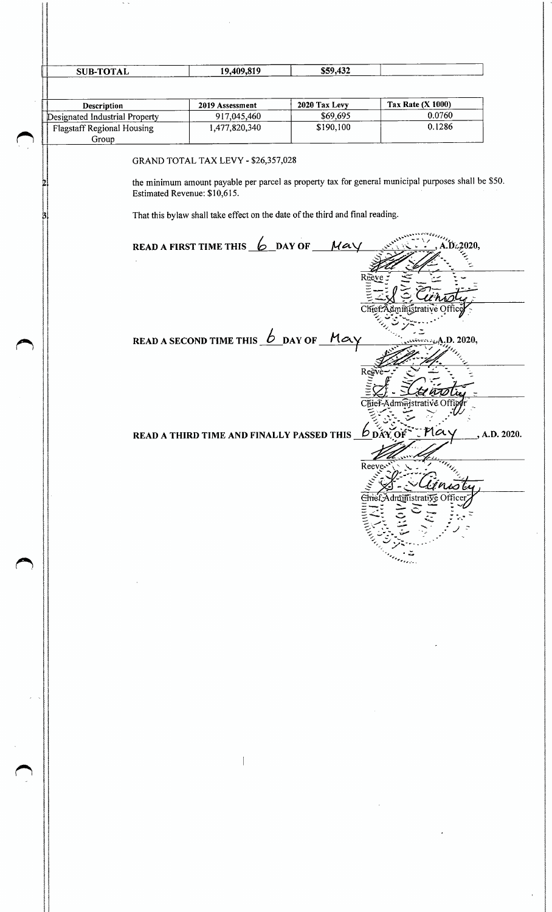| | | | |
|---|---|---|---|
| **SUB-TOTAL** | 19,409,819 | $59,432 | |

| Description | 2019 Assessment | 2020 Tax Levy | Tax Rate (X 1000) |
|---|---|---|---|
| Designated Industrial Property | 917,045,460 | $69,695 | 0.0760 |
| Flagstaff Regional Housing Group | 1,477,820,340 | $190,100 | 0.1286 |

GRAND TOTAL TAX LEVY - $26,357,028

2. the minimum amount payable per parcel as property tax for general municipal purposes shall be $50. Estimated Revenue: $10,615.

3. That this bylaw shall take effect on the date of the third and final reading.

**READ A FIRST TIME THIS** 6 **DAY OF** May, **A.D. 2020,**

Reeve

Chief Administrative Officer

**READ A SECOND TIME THIS** 6 **DAY OF** May, **A.D. 2020,**

Reeve

Chief Administrative Officer

**READ A THIRD TIME AND FINALLY PASSED THIS** 6 **DAY OF** May, **A.D. 2020.**

Reeve

Chief Administrative Officer